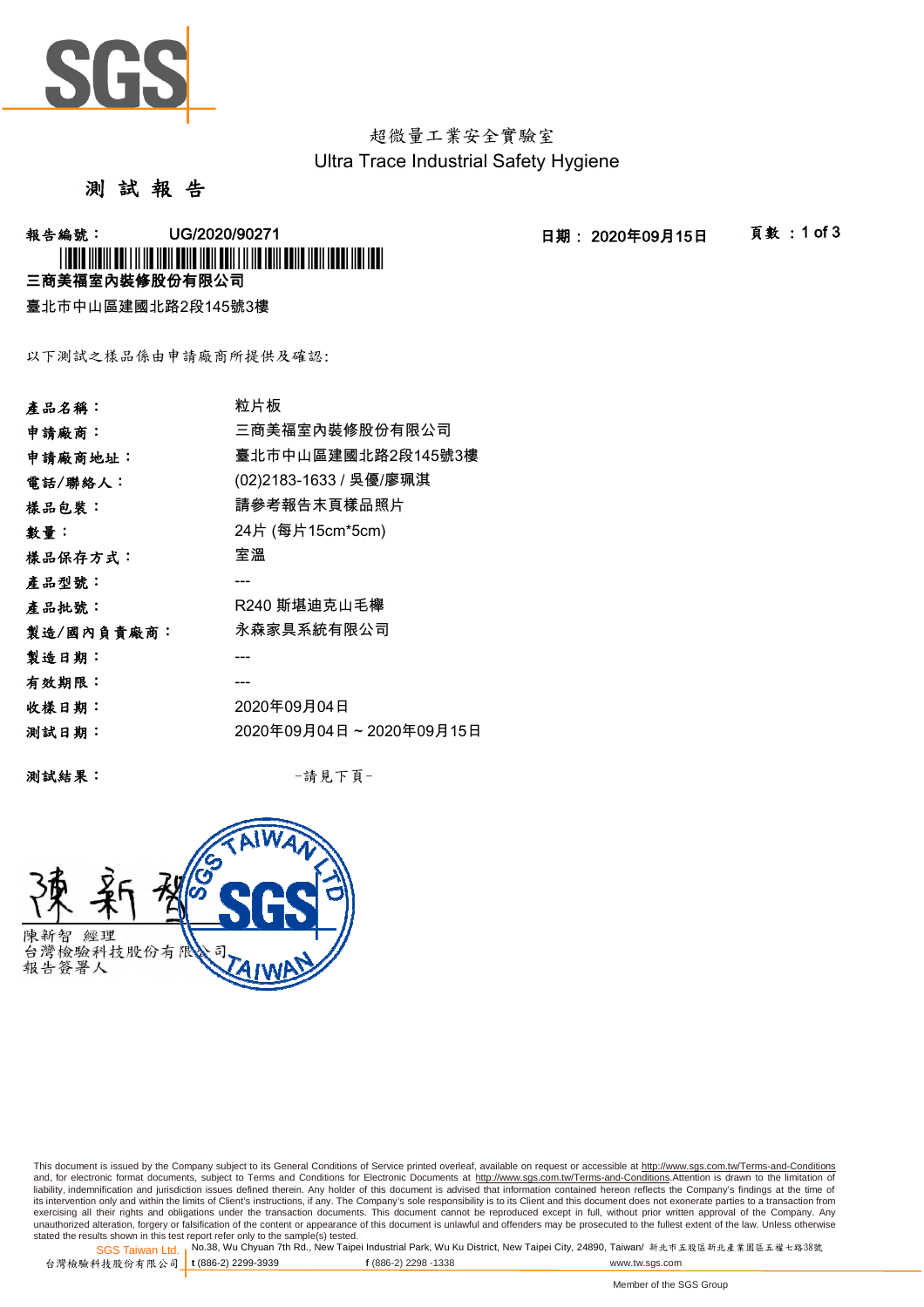超微量工業安全實驗室
Ultra Trace Industrial Safety Hygiene

# 測 試 報 告

**報告編號：** UG/2020/90271　　**日期：** 2020年09月15日

**三商美福室內裝修股份有限公司**

臺北市中山區建國北路2段145號3樓

以下測試之樣品係由申請廠商所提供及確認:

| | |
|---|---|
| **產品名稱：** | 粒片板 |
| **申請廠商：** | 三商美福室內裝修股份有限公司 |
| **申請廠商地址：** | 臺北市中山區建國北路2段145號3樓 |
| **電話/聯絡人：** | (02)2183-1633 / 吳優/廖珮淇 |
| **樣品包裝：** | 請參考報告末頁樣品照片 |
| **數量：** | 24片 (每片15cm*5cm) |
| **樣品保存方式：** | 室溫 |
| **產品型號：** | --- |
| **產品批號：** | R240 斯堪迪克山毛櫸 |
| **製造/國內負責廠商：** | 永森家具系統有限公司 |
| **製造日期：** | --- |
| **有效期限：** | --- |
| **收樣日期：** | 2020年09月04日 |
| **測試日期：** | 2020年09月04日 ~ 2020年09月15日 |

**測試結果：** -請見下頁-

陳新智 經理
台灣檢驗科技股份有限公司
報告簽署人

This document is issued by the Company subject to its General Conditions of Service printed overleaf, available on request or accessible at http://www.sgs.com.tw/Terms-and-Conditions and, for electronic format documents, subject to Terms and Conditions for Electronic Documents at http://www.sgs.com.tw/Terms-and-Conditions.Attention is drawn to the limitation of liability, indemnification and jurisdiction issues defined therein. Any holder of this document is advised that information contained hereon reflects the Company's findings at the time of its intervention only and within the limits of Client's instructions, if any. The Company's sole responsibility is to its Client and this document does not exonerate parties to a transaction from exercising all their rights and obligations under the transaction documents. This document cannot be reproduced except in full, without prior written approval of the Company. Any unauthorized alteration, forgery or falsification of the content or appearance of this document is unlawful and offenders may be prosecuted to the fullest extent of the law. Unless otherwise stated the results shown in this test report refer only to the sample(s) tested.

SGS Taiwan Ltd. 台灣檢驗科技股份有限公司 | No.38, Wu Chyuan 7th Rd., New Taipei Industrial Park, Wu Ku District, New Taipei City, 24890, Taiwan/ 新北市五股區新北產業園區五權七路38號 | t (886-2) 2299-3939 f (886-2) 2298 -1338 www.tw.sgs.com

Member of the SGS Group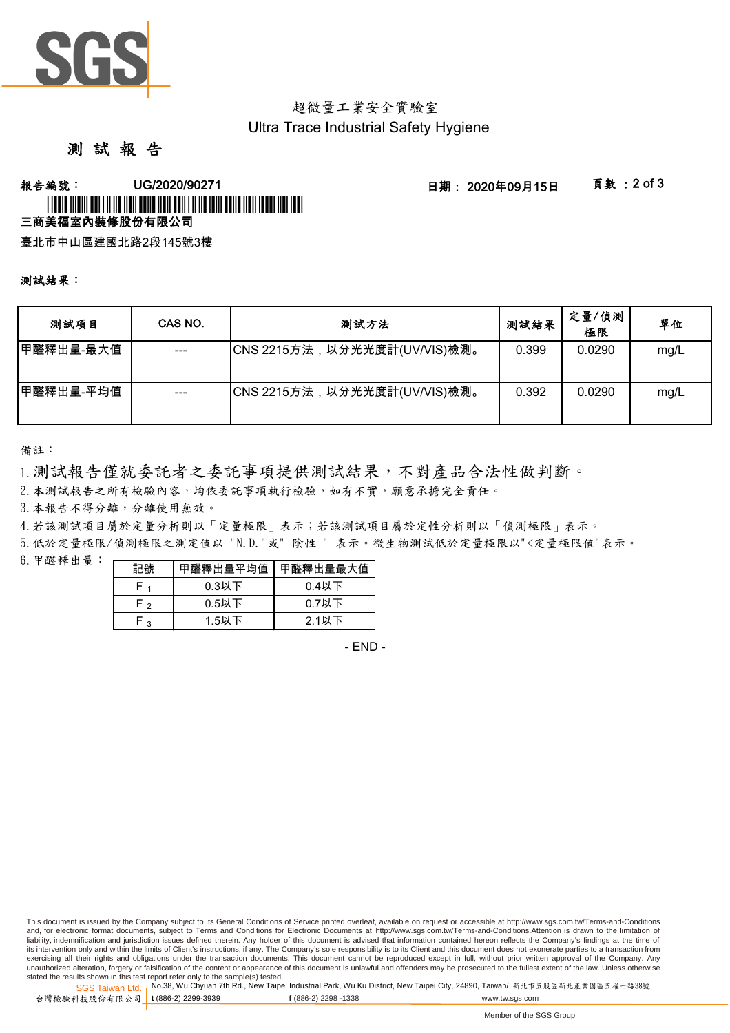超微量工業安全實驗室
Ultra Trace Industrial Safety Hygiene

# 測 試 報 告

**報告編號：** UG/2020/90271　　**日期：** 2020年09月15日

**三商美福室內裝修股份有限公司**

臺北市中山區建國北路2段145號3樓

**測試結果：**

| 測試項目 | CAS NO. | 測試方法 | 測試結果 | 定量/偵測極限 | 單位 |
|---|---|---|---|---|---|
| 甲醛釋出量-最大值 | --- | CNS 2215方法，以分光光度計(UV/VIS)檢測。 | 0.399 | 0.0290 | mg/L |
| 甲醛釋出量-平均值 | --- | CNS 2215方法，以分光光度計(UV/VIS)檢測。 | 0.392 | 0.0290 | mg/L |

備註：

1. 測試報告僅就委託者之委託事項提供測試結果，不對產品合法性做判斷。
2. 本測試報告之所有檢驗內容，均依委託事項執行檢驗，如有不實，願意承擔完全責任。
3. 本報告不得分離，分離使用無效。
4. 若該測試項目屬於定量分析則以「定量極限」表示；若該測試項目屬於定性分析則以「偵測極限」表示。
5. 低於定量極限/偵測極限之測定值以 "N.D."或" 陰性 " 表示。微生物測試低於定量極限以"<定量極限值"表示。
6. 甲醛釋出量：

| 記號 | 甲醛釋出量平均值 | 甲醛釋出量最大值 |
|---|---|---|
| $F_1$ | 0.3以下 | 0.4以下 |
| $F_2$ | 0.5以下 | 0.7以下 |
| $F_3$ | 1.5以下 | 2.1以下 |

- END -

This document is issued by the Company subject to its General Conditions of Service printed overleaf, available on request or accessible at http://www.sgs.com.tw/Terms-and-Conditions and, for electronic format documents, subject to Terms and Conditions for Electronic Documents at http://www.sgs.com.tw/Terms-and-Conditions.Attention is drawn to the limitation of liability, indemnification and jurisdiction issues defined therein. Any holder of this document is advised that information contained hereon reflects the Company's findings at the time of its intervention only and within the limits of Client's instructions, if any. The Company's sole responsibility is to its Client and this document does not exonerate parties to a transaction from exercising all their rights and obligations under the transaction documents. This document cannot be reproduced except in full, without prior written approval of the Company. Any unauthorized alteration, forgery or falsification of the content or appearance of this document is unlawful and offenders may be prosecuted to the fullest extent of the law. Unless otherwise stated the results shown in this test report refer only to the sample(s) tested.

SGS Taiwan Ltd. 台灣檢驗科技股份有限公司 | No.38, Wu Chyuan 7th Rd., New Taipei Industrial Park, Wu Ku District, New Taipei City, 24890, Taiwan/ 新北市五股區新北產業園區五權七路38號 t (886-2) 2299-3939 f (886-2) 2298 -1338 www.tw.sgs.com

Member of the SGS Group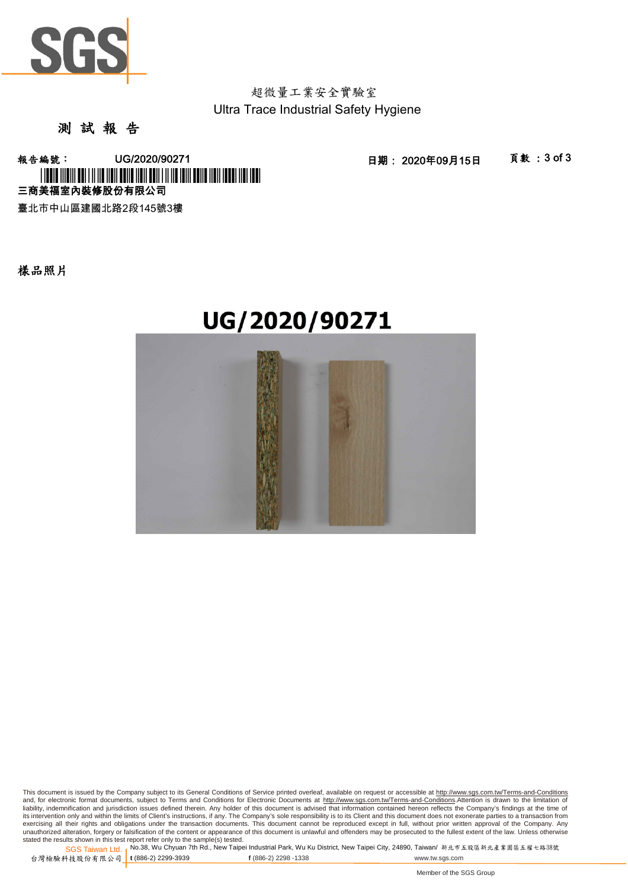超微量工業安全實驗室
Ultra Trace Industrial Safety Hygiene

# 測 試 報 告

**報告編號：** UG/2020/90271　　**日期：** 2020年09月15日

**三商美福室內裝修股份有限公司**

臺北市中山區建國北路2段145號3樓

## 樣品照片

UG/2020/90271

This document is issued by the Company subject to its General Conditions of Service printed overleaf, available on request or accessible at http://www.sgs.com.tw/Terms-and-Conditions and, for electronic format documents, subject to Terms and Conditions for Electronic Documents at http://www.sgs.com.tw/Terms-and-Conditions.Attention is drawn to the limitation of liability, indemnification and jurisdiction issues defined therein. Any holder of this document is advised that information contained hereon reflects the Company's findings at the time of its intervention only and within the limits of Client's instructions, if any. The Company's sole responsibility is to its Client and this document does not exonerate parties to a transaction from exercising all their rights and obligations under the transaction documents. This document cannot be reproduced except in full, without prior written approval of the Company. Any unauthorized alteration, forgery or falsification of the content or appearance of this document is unlawful and offenders may be prosecuted to the fullest extent of the law. Unless otherwise stated the results shown in this test report refer only to the sample(s) tested.

SGS Taiwan Ltd. 台灣檢驗科技股份有限公司 | No.38, Wu Chyuan 7th Rd., New Taipei Industrial Park, Wu Ku District, New Taipei City, 24890, Taiwan/ 新北市五股區新北產業園區五權七路38號
t (886-2) 2299-3939　f (886-2) 2298 -1338　www.tw.sgs.com

Member of the SGS Group